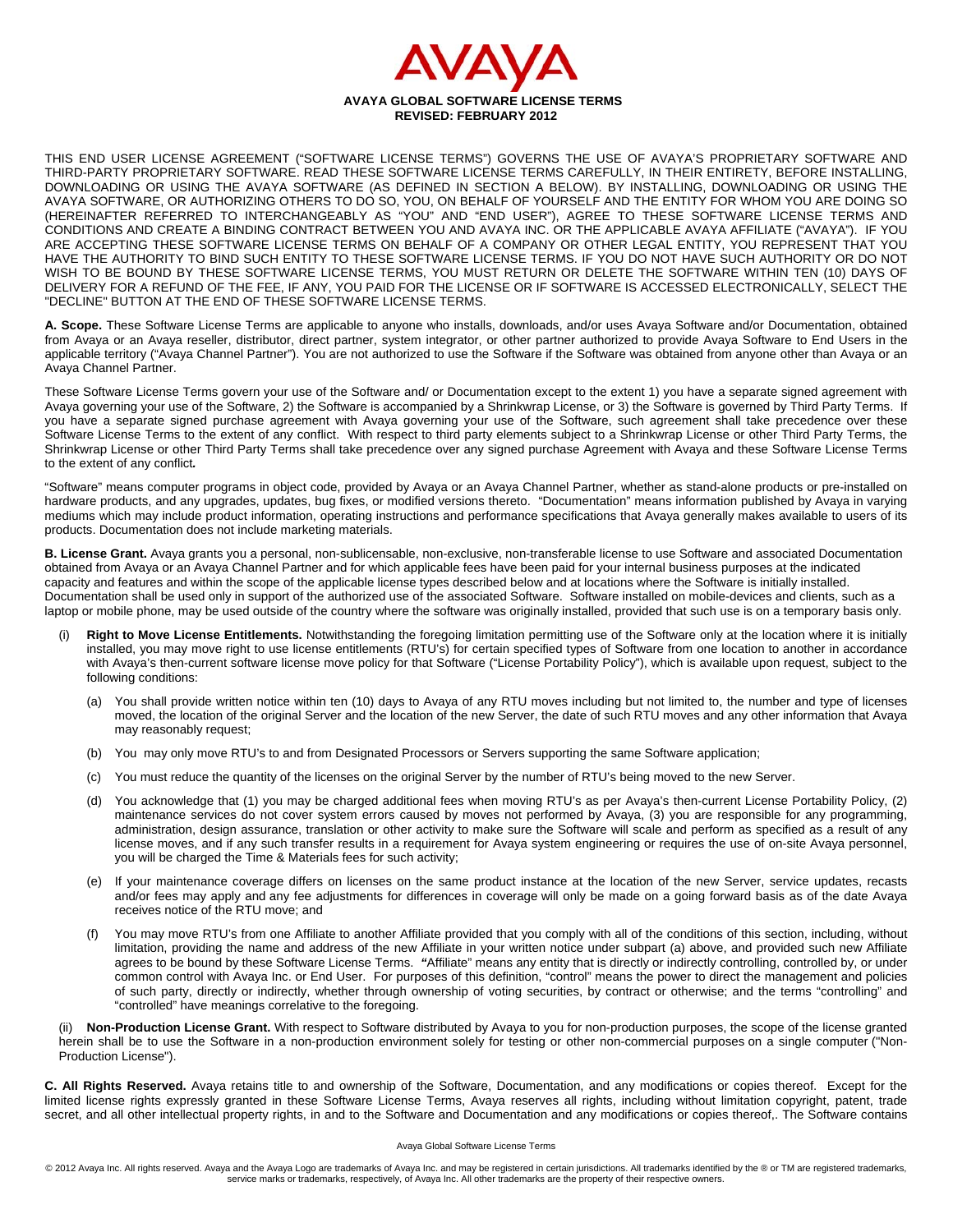# AVAYA

**AVAYA GLOBAL SOFTWARE LICENSE TERMS**
**REVISED: FEBRUARY 2012**

THIS END USER LICENSE AGREEMENT ("SOFTWARE LICENSE TERMS") GOVERNS THE USE OF AVAYA'S PROPRIETARY SOFTWARE AND THIRD-PARTY PROPRIETARY SOFTWARE. READ THESE SOFTWARE LICENSE TERMS CAREFULLY, IN THEIR ENTIRETY, BEFORE INSTALLING, DOWNLOADING OR USING THE AVAYA SOFTWARE (AS DEFINED IN SECTION A BELOW). BY INSTALLING, DOWNLOADING OR USING THE AVAYA SOFTWARE, OR AUTHORIZING OTHERS TO DO SO, YOU, ON BEHALF OF YOURSELF AND THE ENTITY FOR WHOM YOU ARE DOING SO (HEREINAFTER REFERRED TO INTERCHANGEABLY AS "YOU" AND "END USER"), AGREE TO THESE SOFTWARE LICENSE TERMS AND CONDITIONS AND CREATE A BINDING CONTRACT BETWEEN YOU AND AVAYA INC. OR THE APPLICABLE AVAYA AFFILIATE ("AVAYA"). IF YOU ARE ACCEPTING THESE SOFTWARE LICENSE TERMS ON BEHALF OF A COMPANY OR OTHER LEGAL ENTITY, YOU REPRESENT THAT YOU HAVE THE AUTHORITY TO BIND SUCH ENTITY TO THESE SOFTWARE LICENSE TERMS. IF YOU DO NOT HAVE SUCH AUTHORITY OR DO NOT WISH TO BE BOUND BY THESE SOFTWARE LICENSE TERMS, YOU MUST RETURN OR DELETE THE SOFTWARE WITHIN TEN (10) DAYS OF DELIVERY FOR A REFUND OF THE FEE, IF ANY, YOU PAID FOR THE LICENSE OR IF SOFTWARE IS ACCESSED ELECTRONICALLY, SELECT THE "DECLINE" BUTTON AT THE END OF THESE SOFTWARE LICENSE TERMS.

**A. Scope.** These Software License Terms are applicable to anyone who installs, downloads, and/or uses Avaya Software and/or Documentation, obtained from Avaya or an Avaya reseller, distributor, direct partner, system integrator, or other partner authorized to provide Avaya Software to End Users in the applicable territory ("Avaya Channel Partner"). You are not authorized to use the Software if the Software was obtained from anyone other than Avaya or an Avaya Channel Partner.

These Software License Terms govern your use of the Software and/ or Documentation except to the extent 1) you have a separate signed agreement with Avaya governing your use of the Software, 2) the Software is accompanied by a Shrinkwrap License, or 3) the Software is governed by Third Party Terms. If you have a separate signed purchase agreement with Avaya governing your use of the Software, such agreement shall take precedence over these Software License Terms to the extent of any conflict. With respect to third party elements subject to a Shrinkwrap License or other Third Party Terms, the Shrinkwrap License or other Third Party Terms shall take precedence over any signed purchase Agreement with Avaya and these Software License Terms to the extent of any conflict**.**

"Software" means computer programs in object code, provided by Avaya or an Avaya Channel Partner, whether as stand-alone products or pre-installed on hardware products, and any upgrades, updates, bug fixes, or modified versions thereto. "Documentation" means information published by Avaya in varying mediums which may include product information, operating instructions and performance specifications that Avaya generally makes available to users of its products. Documentation does not include marketing materials.

**B. License Grant.** Avaya grants you a personal, non-sublicensable, non-exclusive, non-transferable license to use Software and associated Documentation obtained from Avaya or an Avaya Channel Partner and for which applicable fees have been paid for your internal business purposes at the indicated capacity and features and within the scope of the applicable license types described below and at locations where the Software is initially installed. Documentation shall be used only in support of the authorized use of the associated Software. Software installed on mobile-devices and clients, such as a laptop or mobile phone, may be used outside of the country where the software was originally installed, provided that such use is on a temporary basis only.

(i) **Right to Move License Entitlements.** Notwithstanding the foregoing limitation permitting use of the Software only at the location where it is initially installed, you may move right to use license entitlements (RTU's) for certain specified types of Software from one location to another in accordance with Avaya's then-current software license move policy for that Software ("License Portability Policy"), which is available upon request, subject to the following conditions:

(a) You shall provide written notice within ten (10) days to Avaya of any RTU moves including but not limited to, the number and type of licenses moved, the location of the original Server and the location of the new Server, the date of such RTU moves and any other information that Avaya may reasonably request;

(b) You may only move RTU's to and from Designated Processors or Servers supporting the same Software application;

(c) You must reduce the quantity of the licenses on the original Server by the number of RTU's being moved to the new Server.

(d) You acknowledge that (1) you may be charged additional fees when moving RTU's as per Avaya's then-current License Portability Policy, (2) maintenance services do not cover system errors caused by moves not performed by Avaya, (3) you are responsible for any programming, administration, design assurance, translation or other activity to make sure the Software will scale and perform as specified as a result of any license moves, and if any such transfer results in a requirement for Avaya system engineering or requires the use of on-site Avaya personnel, you will be charged the Time & Materials fees for such activity;

(e) If your maintenance coverage differs on licenses on the same product instance at the location of the new Server, service updates, recasts and/or fees may apply and any fee adjustments for differences in coverage will only be made on a going forward basis as of the date Avaya receives notice of the RTU move; and

(f) You may move RTU's from one Affiliate to another Affiliate provided that you comply with all of the conditions of this section, including, without limitation, providing the name and address of the new Affiliate in your written notice under subpart (a) above, and provided such new Affiliate agrees to be bound by these Software License Terms. **"**Affiliate" means any entity that is directly or indirectly controlling, controlled by, or under common control with Avaya Inc. or End User. For purposes of this definition, "control" means the power to direct the management and policies of such party, directly or indirectly, whether through ownership of voting securities, by contract or otherwise; and the terms "controlling" and "controlled" have meanings correlative to the foregoing.

(ii) **Non-Production License Grant.** With respect to Software distributed by Avaya to you for non-production purposes, the scope of the license granted herein shall be to use the Software in a non-production environment solely for testing or other non-commercial purposes on a single computer ("Non-Production License").

**C. All Rights Reserved.** Avaya retains title to and ownership of the Software, Documentation, and any modifications or copies thereof. Except for the limited license rights expressly granted in these Software License Terms, Avaya reserves all rights, including without limitation copyright, patent, trade secret, and all other intellectual property rights, in and to the Software and Documentation and any modifications or copies thereof,. The Software contains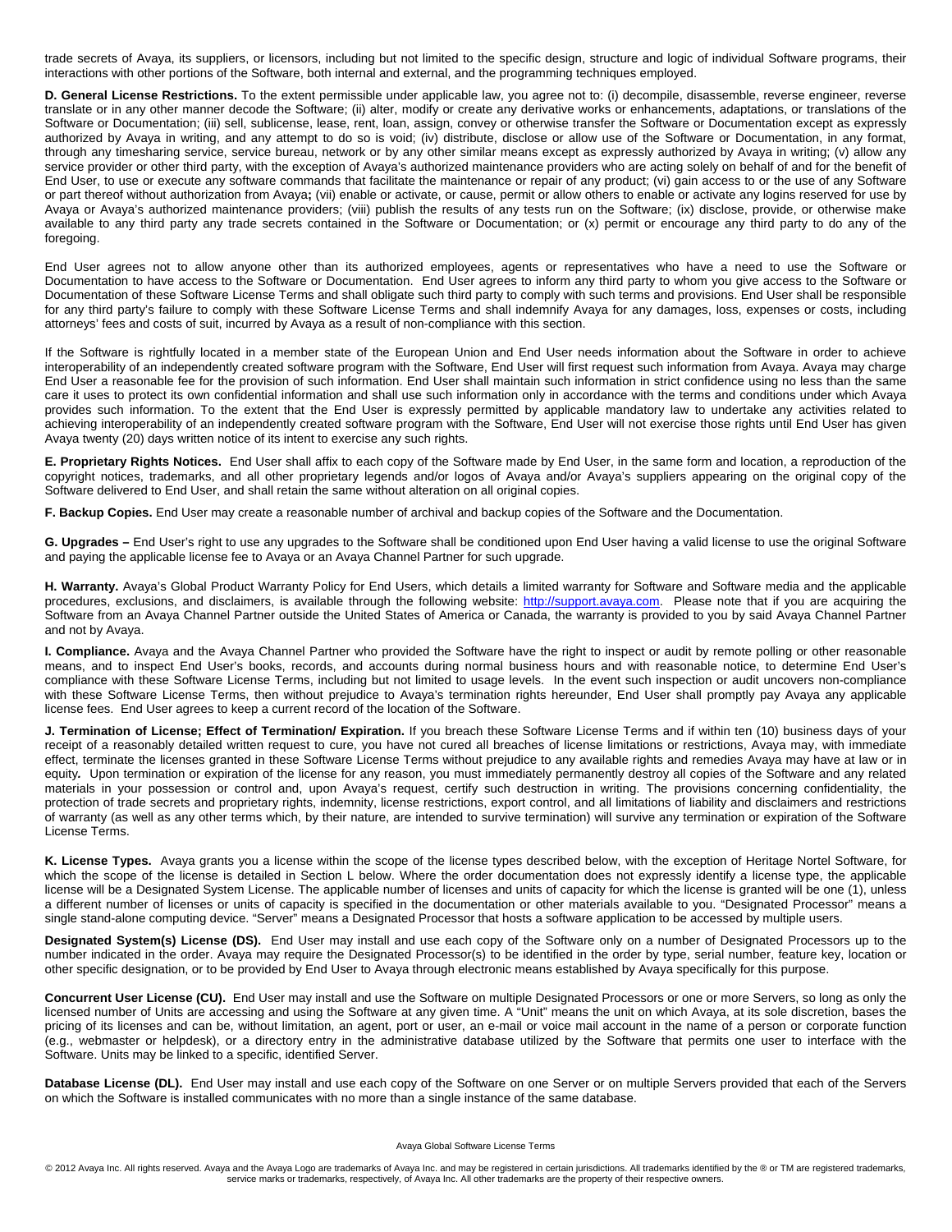trade secrets of Avaya, its suppliers, or licensors, including but not limited to the specific design, structure and logic of individual Software programs, their interactions with other portions of the Software, both internal and external, and the programming techniques employed.

**D. General License Restrictions.** To the extent permissible under applicable law, you agree not to: (i) decompile, disassemble, reverse engineer, reverse translate or in any other manner decode the Software; (ii) alter, modify or create any derivative works or enhancements, adaptations, or translations of the Software or Documentation; (iii) sell, sublicense, lease, rent, loan, assign, convey or otherwise transfer the Software or Documentation except as expressly authorized by Avaya in writing, and any attempt to do so is void; (iv) distribute, disclose or allow use of the Software or Documentation, in any format, through any timesharing service, service bureau, network or by any other similar means except as expressly authorized by Avaya in writing; (v) allow any service provider or other third party, with the exception of Avaya's authorized maintenance providers who are acting solely on behalf of and for the benefit of End User, to use or execute any software commands that facilitate the maintenance or repair of any product; (vi) gain access to or the use of any Software or part thereof without authorization from Avaya**;** (vii) enable or activate, or cause, permit or allow others to enable or activate any logins reserved for use by Avaya or Avaya's authorized maintenance providers; (viii) publish the results of any tests run on the Software; (ix) disclose, provide, or otherwise make available to any third party any trade secrets contained in the Software or Documentation; or (x) permit or encourage any third party to do any of the foregoing.

End User agrees not to allow anyone other than its authorized employees, agents or representatives who have a need to use the Software or Documentation to have access to the Software or Documentation. End User agrees to inform any third party to whom you give access to the Software or Documentation of these Software License Terms and shall obligate such third party to comply with such terms and provisions. End User shall be responsible for any third party's failure to comply with these Software License Terms and shall indemnify Avaya for any damages, loss, expenses or costs, including attorneys' fees and costs of suit, incurred by Avaya as a result of non-compliance with this section.

If the Software is rightfully located in a member state of the European Union and End User needs information about the Software in order to achieve interoperability of an independently created software program with the Software, End User will first request such information from Avaya. Avaya may charge End User a reasonable fee for the provision of such information. End User shall maintain such information in strict confidence using no less than the same care it uses to protect its own confidential information and shall use such information only in accordance with the terms and conditions under which Avaya provides such information. To the extent that the End User is expressly permitted by applicable mandatory law to undertake any activities related to achieving interoperability of an independently created software program with the Software, End User will not exercise those rights until End User has given Avaya twenty (20) days written notice of its intent to exercise any such rights.

**E. Proprietary Rights Notices.** End User shall affix to each copy of the Software made by End User, in the same form and location, a reproduction of the copyright notices, trademarks, and all other proprietary legends and/or logos of Avaya and/or Avaya's suppliers appearing on the original copy of the Software delivered to End User, and shall retain the same without alteration on all original copies.

**F. Backup Copies.** End User may create a reasonable number of archival and backup copies of the Software and the Documentation.

**G. Upgrades –** End User's right to use any upgrades to the Software shall be conditioned upon End User having a valid license to use the original Software and paying the applicable license fee to Avaya or an Avaya Channel Partner for such upgrade.

**H. Warranty.** Avaya's Global Product Warranty Policy for End Users, which details a limited warranty for Software and Software media and the applicable procedures, exclusions, and disclaimers, is available through the following website: [http://support.avaya.com](http://support.avaya.com). Please note that if you are acquiring the Software from an Avaya Channel Partner outside the United States of America or Canada, the warranty is provided to you by said Avaya Channel Partner and not by Avaya.

**I. Compliance.** Avaya and the Avaya Channel Partner who provided the Software have the right to inspect or audit by remote polling or other reasonable means, and to inspect End User's books, records, and accounts during normal business hours and with reasonable notice, to determine End User's compliance with these Software License Terms, including but not limited to usage levels. In the event such inspection or audit uncovers non-compliance with these Software License Terms, then without prejudice to Avaya's termination rights hereunder, End User shall promptly pay Avaya any applicable license fees. End User agrees to keep a current record of the location of the Software.

**J. Termination of License; Effect of Termination/ Expiration.** If you breach these Software License Terms and if within ten (10) business days of your receipt of a reasonably detailed written request to cure, you have not cured all breaches of license limitations or restrictions, Avaya may, with immediate effect, terminate the licenses granted in these Software License Terms without prejudice to any available rights and remedies Avaya may have at law or in equity**.** Upon termination or expiration of the license for any reason, you must immediately permanently destroy all copies of the Software and any related materials in your possession or control and, upon Avaya's request, certify such destruction in writing. The provisions concerning confidentiality, the protection of trade secrets and proprietary rights, indemnity, license restrictions, export control, and all limitations of liability and disclaimers and restrictions of warranty (as well as any other terms which, by their nature, are intended to survive termination) will survive any termination or expiration of the Software License Terms.

**K. License Types.** Avaya grants you a license within the scope of the license types described below, with the exception of Heritage Nortel Software, for which the scope of the license is detailed in Section L below. Where the order documentation does not expressly identify a license type, the applicable license will be a Designated System License. The applicable number of licenses and units of capacity for which the license is granted will be one (1), unless a different number of licenses or units of capacity is specified in the documentation or other materials available to you. "Designated Processor" means a single stand-alone computing device. "Server" means a Designated Processor that hosts a software application to be accessed by multiple users.

**Designated System(s) License (DS).** End User may install and use each copy of the Software only on a number of Designated Processors up to the number indicated in the order. Avaya may require the Designated Processor(s) to be identified in the order by type, serial number, feature key, location or other specific designation, or to be provided by End User to Avaya through electronic means established by Avaya specifically for this purpose.

**Concurrent User License (CU).** End User may install and use the Software on multiple Designated Processors or one or more Servers, so long as only the licensed number of Units are accessing and using the Software at any given time. A "Unit" means the unit on which Avaya, at its sole discretion, bases the pricing of its licenses and can be, without limitation, an agent, port or user, an e-mail or voice mail account in the name of a person or corporate function (e.g., webmaster or helpdesk), or a directory entry in the administrative database utilized by the Software that permits one user to interface with the Software. Units may be linked to a specific, identified Server.

**Database License (DL).** End User may install and use each copy of the Software on one Server or on multiple Servers provided that each of the Servers on which the Software is installed communicates with no more than a single instance of the same database.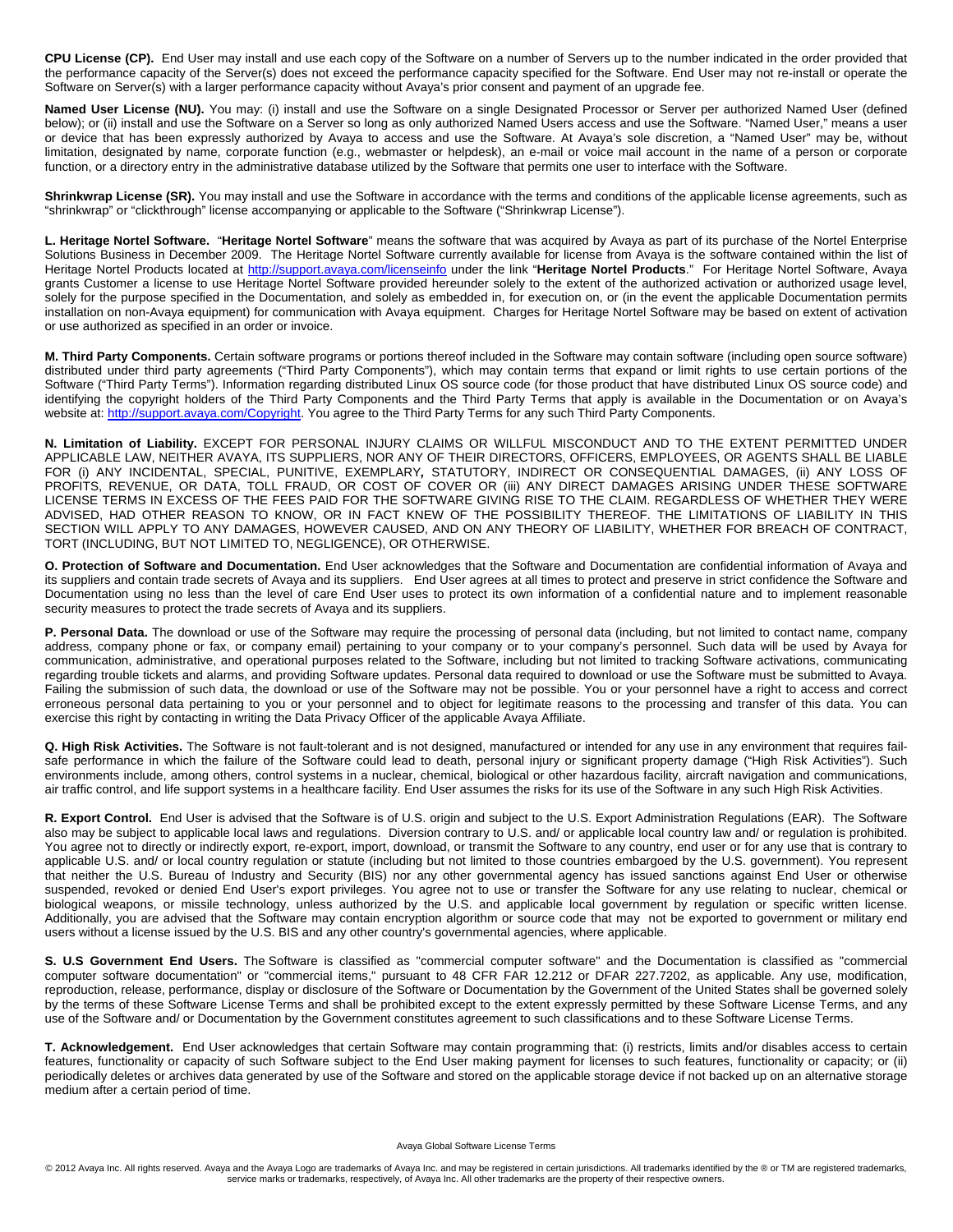**CPU License (CP).** End User may install and use each copy of the Software on a number of Servers up to the number indicated in the order provided that the performance capacity of the Server(s) does not exceed the performance capacity specified for the Software. End User may not re-install or operate the Software on Server(s) with a larger performance capacity without Avaya's prior consent and payment of an upgrade fee.

**Named User License (NU).** You may: (i) install and use the Software on a single Designated Processor or Server per authorized Named User (defined below); or (ii) install and use the Software on a Server so long as only authorized Named Users access and use the Software. "Named User," means a user or device that has been expressly authorized by Avaya to access and use the Software. At Avaya's sole discretion, a "Named User" may be, without limitation, designated by name, corporate function (e.g., webmaster or helpdesk), an e-mail or voice mail account in the name of a person or corporate function, or a directory entry in the administrative database utilized by the Software that permits one user to interface with the Software.

**Shrinkwrap License (SR).** You may install and use the Software in accordance with the terms and conditions of the applicable license agreements, such as "shrinkwrap" or "clickthrough" license accompanying or applicable to the Software ("Shrinkwrap License").

**L. Heritage Nortel Software.** "**Heritage Nortel Software**" means the software that was acquired by Avaya as part of its purchase of the Nortel Enterprise Solutions Business in December 2009. The Heritage Nortel Software currently available for license from Avaya is the software contained within the list of Heritage Nortel Products located at http://support.avaya.com/licenseinfo under the link "**Heritage Nortel Products**." For Heritage Nortel Software, Avaya grants Customer a license to use Heritage Nortel Software provided hereunder solely to the extent of the authorized activation or authorized usage level, solely for the purpose specified in the Documentation, and solely as embedded in, for execution on, or (in the event the applicable Documentation permits installation on non-Avaya equipment) for communication with Avaya equipment. Charges for Heritage Nortel Software may be based on extent of activation or use authorized as specified in an order or invoice.

**M. Third Party Components.** Certain software programs or portions thereof included in the Software may contain software (including open source software) distributed under third party agreements ("Third Party Components"), which may contain terms that expand or limit rights to use certain portions of the Software ("Third Party Terms"). Information regarding distributed Linux OS source code (for those product that have distributed Linux OS source code) and identifying the copyright holders of the Third Party Components and the Third Party Terms that apply is available in the Documentation or on Avaya's website at: http://support.avaya.com/Copyright. You agree to the Third Party Terms for any such Third Party Components.

**N. Limitation of Liability.** EXCEPT FOR PERSONAL INJURY CLAIMS OR WILLFUL MISCONDUCT AND TO THE EXTENT PERMITTED UNDER APPLICABLE LAW, NEITHER AVAYA, ITS SUPPLIERS, NOR ANY OF THEIR DIRECTORS, OFFICERS, EMPLOYEES, OR AGENTS SHALL BE LIABLE FOR (i) ANY INCIDENTAL, SPECIAL, PUNITIVE, EXEMPLARY**,** STATUTORY, INDIRECT OR CONSEQUENTIAL DAMAGES, (ii) ANY LOSS OF PROFITS, REVENUE, OR DATA, TOLL FRAUD, OR COST OF COVER OR (iii) ANY DIRECT DAMAGES ARISING UNDER THESE SOFTWARE LICENSE TERMS IN EXCESS OF THE FEES PAID FOR THE SOFTWARE GIVING RISE TO THE CLAIM. REGARDLESS OF WHETHER THEY WERE ADVISED, HAD OTHER REASON TO KNOW, OR IN FACT KNEW OF THE POSSIBILITY THEREOF. THE LIMITATIONS OF LIABILITY IN THIS SECTION WILL APPLY TO ANY DAMAGES, HOWEVER CAUSED, AND ON ANY THEORY OF LIABILITY, WHETHER FOR BREACH OF CONTRACT, TORT (INCLUDING, BUT NOT LIMITED TO, NEGLIGENCE), OR OTHERWISE.

**O. Protection of Software and Documentation.** End User acknowledges that the Software and Documentation are confidential information of Avaya and its suppliers and contain trade secrets of Avaya and its suppliers. End User agrees at all times to protect and preserve in strict confidence the Software and Documentation using no less than the level of care End User uses to protect its own information of a confidential nature and to implement reasonable security measures to protect the trade secrets of Avaya and its suppliers.

**P. Personal Data.** The download or use of the Software may require the processing of personal data (including, but not limited to contact name, company address, company phone or fax, or company email) pertaining to your company or to your company's personnel. Such data will be used by Avaya for communication, administrative, and operational purposes related to the Software, including but not limited to tracking Software activations, communicating regarding trouble tickets and alarms, and providing Software updates. Personal data required to download or use the Software must be submitted to Avaya. Failing the submission of such data, the download or use of the Software may not be possible. You or your personnel have a right to access and correct erroneous personal data pertaining to you or your personnel and to object for legitimate reasons to the processing and transfer of this data. You can exercise this right by contacting in writing the Data Privacy Officer of the applicable Avaya Affiliate.

**Q. High Risk Activities.** The Software is not fault-tolerant and is not designed, manufactured or intended for any use in any environment that requires fail-safe performance in which the failure of the Software could lead to death, personal injury or significant property damage ("High Risk Activities"). Such environments include, among others, control systems in a nuclear, chemical, biological or other hazardous facility, aircraft navigation and communications, air traffic control, and life support systems in a healthcare facility. End User assumes the risks for its use of the Software in any such High Risk Activities.

**R. Export Control.** End User is advised that the Software is of U.S. origin and subject to the U.S. Export Administration Regulations (EAR). The Software also may be subject to applicable local laws and regulations. Diversion contrary to U.S. and/ or applicable local country law and/ or regulation is prohibited. You agree not to directly or indirectly export, re-export, import, download, or transmit the Software to any country, end user or for any use that is contrary to applicable U.S. and/ or local country regulation or statute (including but not limited to those countries embargoed by the U.S. government). You represent that neither the U.S. Bureau of Industry and Security (BIS) nor any other governmental agency has issued sanctions against End User or otherwise suspended, revoked or denied End User's export privileges. You agree not to use or transfer the Software for any use relating to nuclear, chemical or biological weapons, or missile technology, unless authorized by the U.S. and applicable local government by regulation or specific written license. Additionally, you are advised that the Software may contain encryption algorithm or source code that may not be exported to government or military end users without a license issued by the U.S. BIS and any other country's governmental agencies, where applicable.

**S. U.S Government End Users.** The Software is classified as "commercial computer software" and the Documentation is classified as "commercial computer software documentation" or "commercial items," pursuant to 48 CFR FAR 12.212 or DFAR 227.7202, as applicable. Any use, modification, reproduction, release, performance, display or disclosure of the Software or Documentation by the Government of the United States shall be governed solely by the terms of these Software License Terms and shall be prohibited except to the extent expressly permitted by these Software License Terms, and any use of the Software and/ or Documentation by the Government constitutes agreement to such classifications and to these Software License Terms.

**T. Acknowledgement.** End User acknowledges that certain Software may contain programming that: (i) restricts, limits and/or disables access to certain features, functionality or capacity of such Software subject to the End User making payment for licenses to such features, functionality or capacity; or (ii) periodically deletes or archives data generated by use of the Software and stored on the applicable storage device if not backed up on an alternative storage medium after a certain period of time.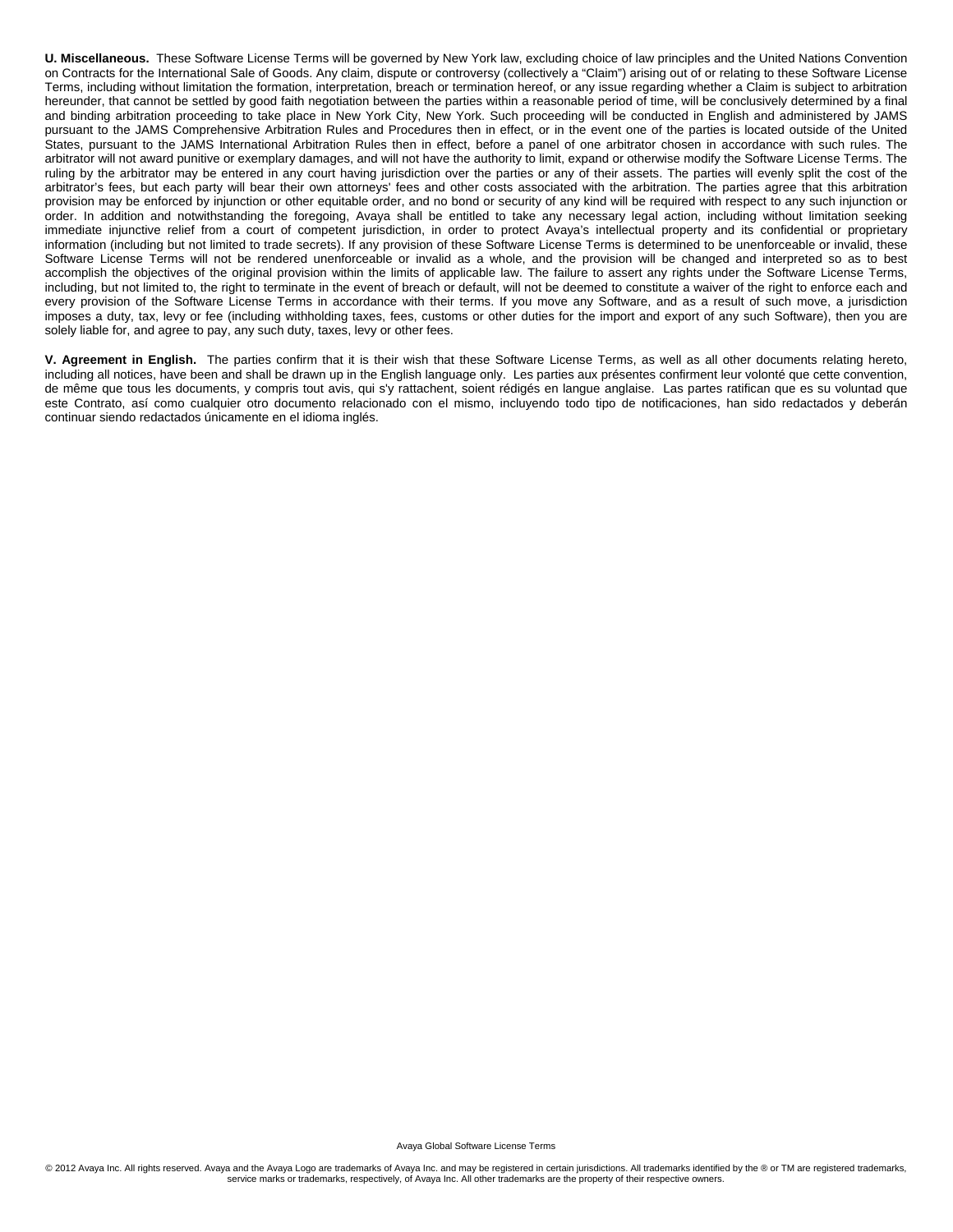**U. Miscellaneous.** These Software License Terms will be governed by New York law, excluding choice of law principles and the United Nations Convention on Contracts for the International Sale of Goods. Any claim, dispute or controversy (collectively a "Claim") arising out of or relating to these Software License Terms, including without limitation the formation, interpretation, breach or termination hereof, or any issue regarding whether a Claim is subject to arbitration hereunder, that cannot be settled by good faith negotiation between the parties within a reasonable period of time, will be conclusively determined by a final and binding arbitration proceeding to take place in New York City, New York. Such proceeding will be conducted in English and administered by JAMS pursuant to the JAMS Comprehensive Arbitration Rules and Procedures then in effect, or in the event one of the parties is located outside of the United States, pursuant to the JAMS International Arbitration Rules then in effect, before a panel of one arbitrator chosen in accordance with such rules. The arbitrator will not award punitive or exemplary damages, and will not have the authority to limit, expand or otherwise modify the Software License Terms. The ruling by the arbitrator may be entered in any court having jurisdiction over the parties or any of their assets. The parties will evenly split the cost of the arbitrator's fees, but each party will bear their own attorneys' fees and other costs associated with the arbitration. The parties agree that this arbitration provision may be enforced by injunction or other equitable order, and no bond or security of any kind will be required with respect to any such injunction or order. In addition and notwithstanding the foregoing, Avaya shall be entitled to take any necessary legal action, including without limitation seeking immediate injunctive relief from a court of competent jurisdiction, in order to protect Avaya's intellectual property and its confidential or proprietary information (including but not limited to trade secrets). If any provision of these Software License Terms is determined to be unenforceable or invalid, these Software License Terms will not be rendered unenforceable or invalid as a whole, and the provision will be changed and interpreted so as to best accomplish the objectives of the original provision within the limits of applicable law. The failure to assert any rights under the Software License Terms, including, but not limited to, the right to terminate in the event of breach or default, will not be deemed to constitute a waiver of the right to enforce each and every provision of the Software License Terms in accordance with their terms. If you move any Software, and as a result of such move, a jurisdiction imposes a duty, tax, levy or fee (including withholding taxes, fees, customs or other duties for the import and export of any such Software), then you are solely liable for, and agree to pay, any such duty, taxes, levy or other fees.

**V. Agreement in English.** The parties confirm that it is their wish that these Software License Terms, as well as all other documents relating hereto, including all notices, have been and shall be drawn up in the English language only. Les parties aux présentes confirment leur volonté que cette convention, de même que tous les documents, y compris tout avis, qui s'y rattachent, soient rédigés en langue anglaise. Las partes ratifican que es su voluntad que este Contrato, así como cualquier otro documento relacionado con el mismo, incluyendo todo tipo de notificaciones, han sido redactados y deberán continuar siendo redactados únicamente en el idioma inglés.

© 2012 Avaya Inc. All rights reserved. Avaya and the Avaya Logo are trademarks of Avaya Inc. and may be registered in certain jurisdictions. All trademarks identified by the ® or TM are registered trademarks, service marks or trademarks, respectively, of Avaya Inc. All other trademarks are the property of their respective owners.